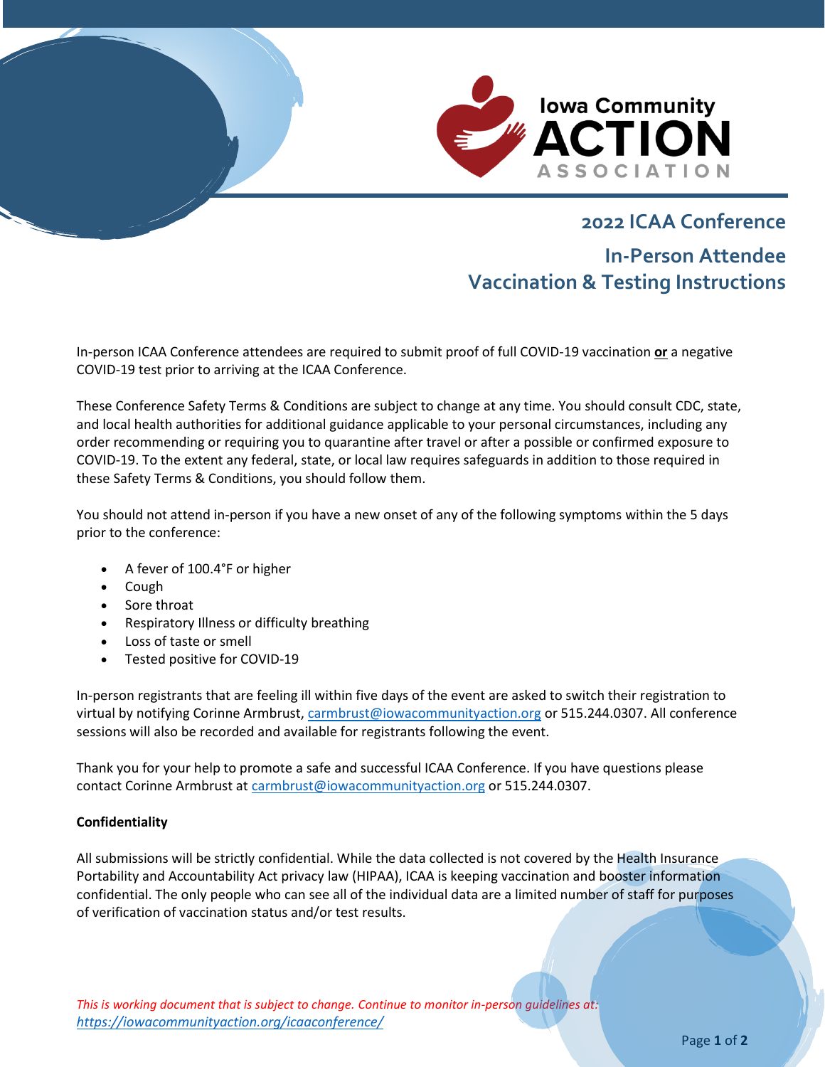Iowa Community ACTION ASSOCIATION

# 2022 ICAA Conference

## In-Person Attendee Vaccination & Testing Instructions

In-person ICAA Conference attendees are required to submit proof of full COVID-19 vaccination **or** a negative COVID-19 test prior to arriving at the ICAA Conference.

These Conference Safety Terms & Conditions are subject to change at any time. You should consult CDC, state, and local health authorities for additional guidance applicable to your personal circumstances, including any order recommending or requiring you to quarantine after travel or after a possible or confirmed exposure to COVID-19. To the extent any federal, state, or local law requires safeguards in addition to those required in these Safety Terms & Conditions, you should follow them.

You should not attend in-person if you have a new onset of any of the following symptoms within the 5 days prior to the conference:

- A fever of 100.4°F or higher
- Cough
- Sore throat
- Respiratory Illness or difficulty breathing
- Loss of taste or smell
- Tested positive for COVID-19

In-person registrants that are feeling ill within five days of the event are asked to switch their registration to virtual by notifying Corinne Armbrust, carmbrust@iowacommunityaction.org or 515.244.0307. All conference sessions will also be recorded and available for registrants following the event.

Thank you for your help to promote a safe and successful ICAA Conference. If you have questions please contact Corinne Armbrust at carmbrust@iowacommunityaction.org or 515.244.0307.

**Confidentiality**

All submissions will be strictly confidential. While the data collected is not covered by the Health Insurance Portability and Accountability Act privacy law (HIPAA), ICAA is keeping vaccination and booster information confidential. The only people who can see all of the individual data are a limited number of staff for purposes of verification of vaccination status and/or test results.

*This is working document that is subject to change. Continue to monitor in-person guidelines at: https://iowacommunityaction.org/icaaconference/*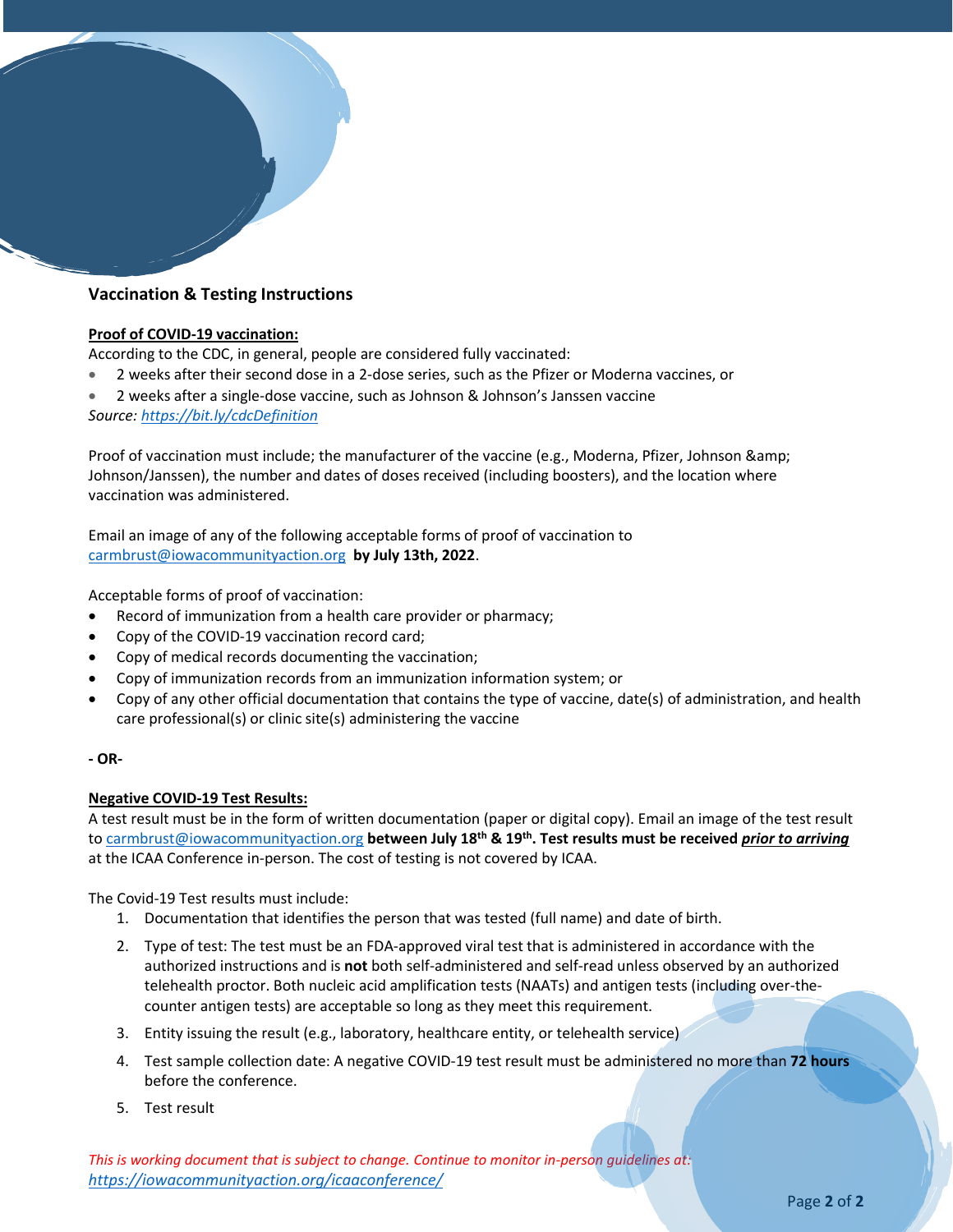## Vaccination & Testing Instructions

**Proof of COVID-19 vaccination:**

According to the CDC, in general, people are considered fully vaccinated:

- 2 weeks after their second dose in a 2-dose series, such as the Pfizer or Moderna vaccines, or
- 2 weeks after a single-dose vaccine, such as Johnson & Johnson's Janssen vaccine

*Source: https://bit.ly/cdcDefinition*

Proof of vaccination must include; the manufacturer of the vaccine (e.g., Moderna, Pfizer, Johnson &amp; Johnson/Janssen), the number and dates of doses received (including boosters), and the location where vaccination was administered.

Email an image of any of the following acceptable forms of proof of vaccination to carmbrust@iowacommunityaction.org **by July 13th, 2022**.

Acceptable forms of proof of vaccination:

- Record of immunization from a health care provider or pharmacy;
- Copy of the COVID-19 vaccination record card;
- Copy of medical records documenting the vaccination;
- Copy of immunization records from an immunization information system; or
- Copy of any other official documentation that contains the type of vaccine, date(s) of administration, and health care professional(s) or clinic site(s) administering the vaccine

**- OR-**

**Negative COVID-19 Test Results:**

A test result must be in the form of written documentation (paper or digital copy). Email an image of the test result to carmbrust@iowacommunityaction.org **between July 18th & 19th. Test results must be received *prior to arriving*** at the ICAA Conference in-person. The cost of testing is not covered by ICAA.

The Covid-19 Test results must include:

1. Documentation that identifies the person that was tested (full name) and date of birth.
2. Type of test: The test must be an FDA-approved viral test that is administered in accordance with the authorized instructions and is **not** both self-administered and self-read unless observed by an authorized telehealth proctor. Both nucleic acid amplification tests (NAATs) and antigen tests (including over-the-counter antigen tests) are acceptable so long as they meet this requirement.
3. Entity issuing the result (e.g., laboratory, healthcare entity, or telehealth service)
4. Test sample collection date: A negative COVID-19 test result must be administered no more than **72 hours** before the conference.
5. Test result

*This is working document that is subject to change. Continue to monitor in-person guidelines at: https://iowacommunityaction.org/icaaconference/*